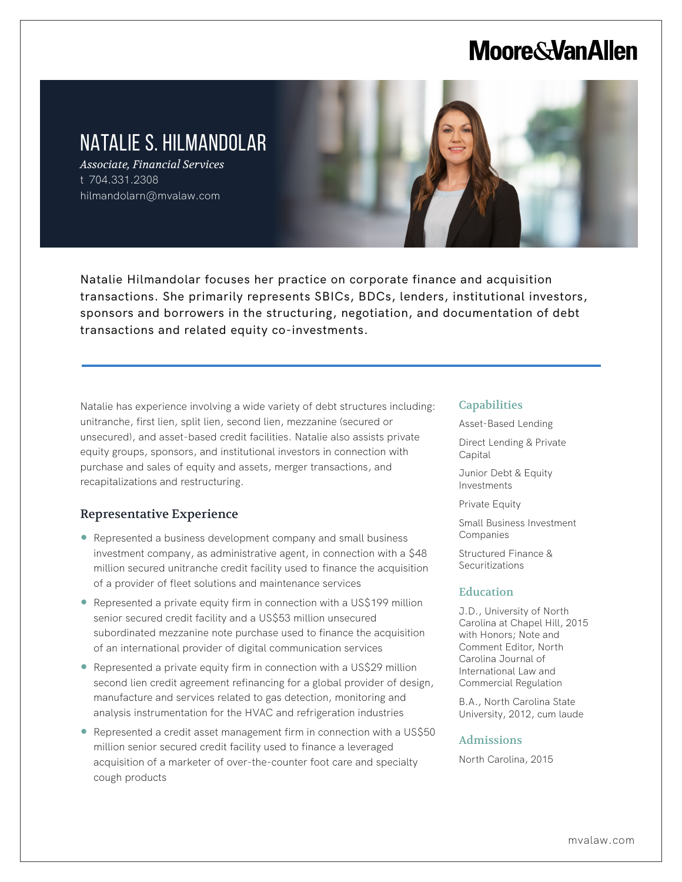Moore&VanAllen

# NATALIE S. HILMANDOLAR

*Associate, Financial Services*

t 704.331.2308

hilmandolarn@mvalaw.com

Natalie Hilmandolar focuses her practice on corporate finance and acquisition transactions. She primarily represents SBICs, BDCs, lenders, institutional investors, sponsors and borrowers in the structuring, negotiation, and documentation of debt transactions and related equity co-investments.

Natalie has experience involving a wide variety of debt structures including: unitranche, first lien, split lien, second lien, mezzanine (secured or unsecured), and asset-based credit facilities. Natalie also assists private equity groups, sponsors, and institutional investors in connection with purchase and sales of equity and assets, merger transactions, and recapitalizations and restructuring.

## Representative Experience

- Represented a business development company and small business investment company, as administrative agent, in connection with a $48 million secured unitranche credit facility used to finance the acquisition of a provider of fleet solutions and maintenance services
- Represented a private equity firm in connection with a US$199 million senior secured credit facility and a US$53 million unsecured subordinated mezzanine note purchase used to finance the acquisition of an international provider of digital communication services
- Represented a private equity firm in connection with a US$29 million second lien credit agreement refinancing for a global provider of design, manufacture and services related to gas detection, monitoring and analysis instrumentation for the HVAC and refrigeration industries
- Represented a credit asset management firm in connection with a US$50 million senior secured credit facility used to finance a leveraged acquisition of a marketer of over-the-counter foot care and specialty cough products

## Capabilities

Asset-Based Lending

Direct Lending & Private Capital

Junior Debt & Equity Investments

Private Equity

Small Business Investment Companies

Structured Finance & Securitizations

## Education

J.D., University of North Carolina at Chapel Hill, 2015 with Honors; Note and Comment Editor, North Carolina Journal of International Law and Commercial Regulation

B.A., North Carolina State University, 2012, cum laude

## Admissions

North Carolina, 2015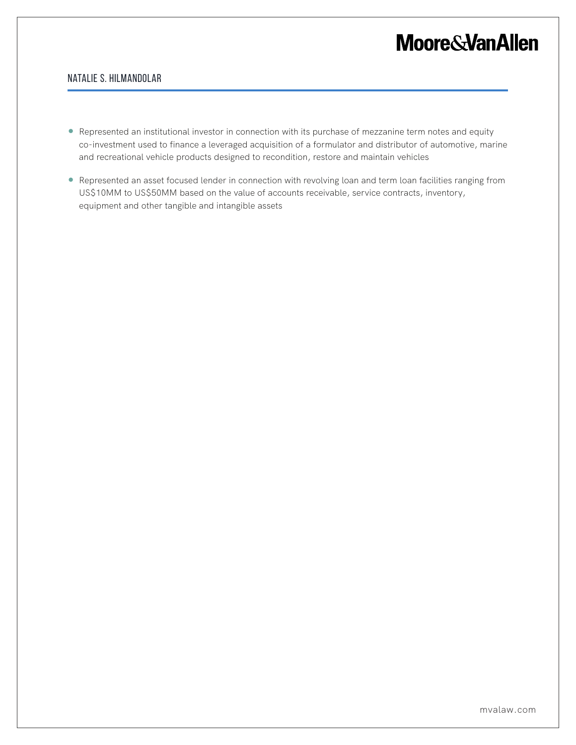- Represented an institutional investor in connection with its purchase of mezzanine term notes and equity co-investment used to finance a leveraged acquisition of a formulator and distributor of automotive, marine and recreational vehicle products designed to recondition, restore and maintain vehicles
- Represented an asset focused lender in connection with revolving loan and term loan facilities ranging from US$10MM to US$50MM based on the value of accounts receivable, service contracts, inventory, equipment and other tangible and intangible assets